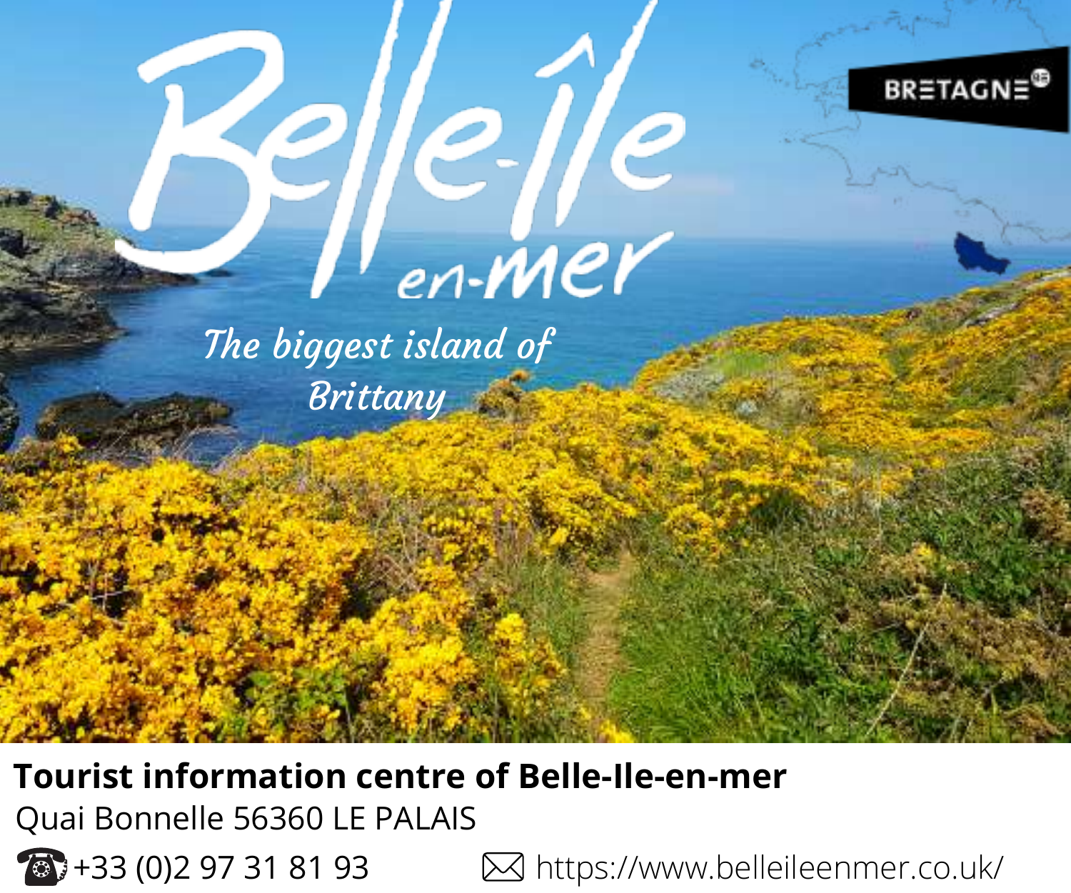# Belle-Île en-mer

*The biggest island of Brittany*

BRETAGNE

**Tourist information centre of Belle-Ile-en-mer**

Quai Bonnelle 56360 LE PALAIS

+33 (0)2 97 31 81 93 https://www.belleileenmer.co.uk/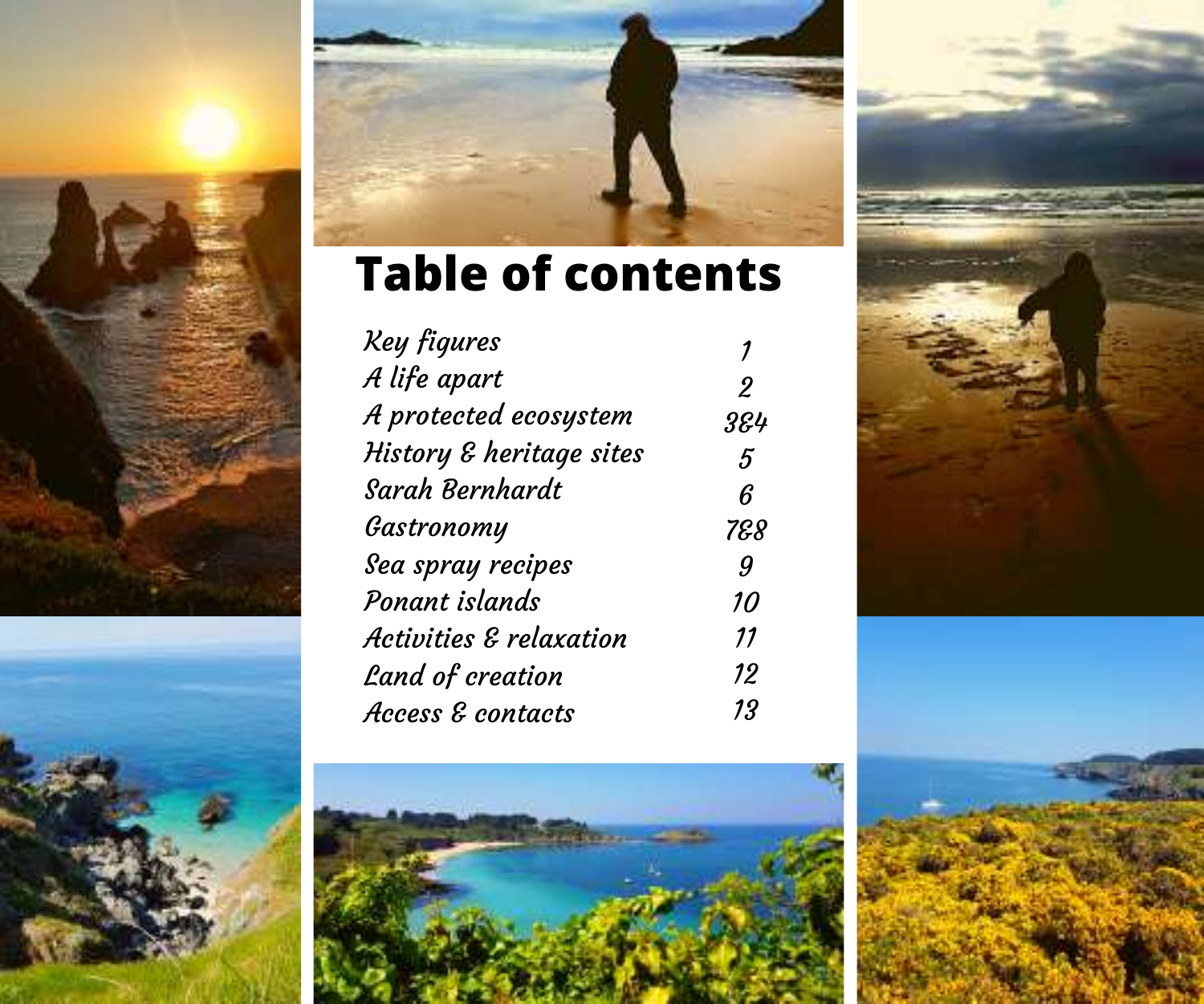# Table of contents

| | |
|---|---|
| *Key figures* | 1 |
| *A life apart* | 2 |
| *A protected ecosystem* | 3&4 |
| *History & heritage sites* | 5 |
| *Sarah Bernhardt* | 6 |
| *Gastronomy* | 7&8 |
| *Sea spray recipes* | 9 |
| *Ponant islands* | 10 |
| *Activities & relaxation* | 11 |
| *Land of creation* | 12 |
| *Access & contacts* | 13 |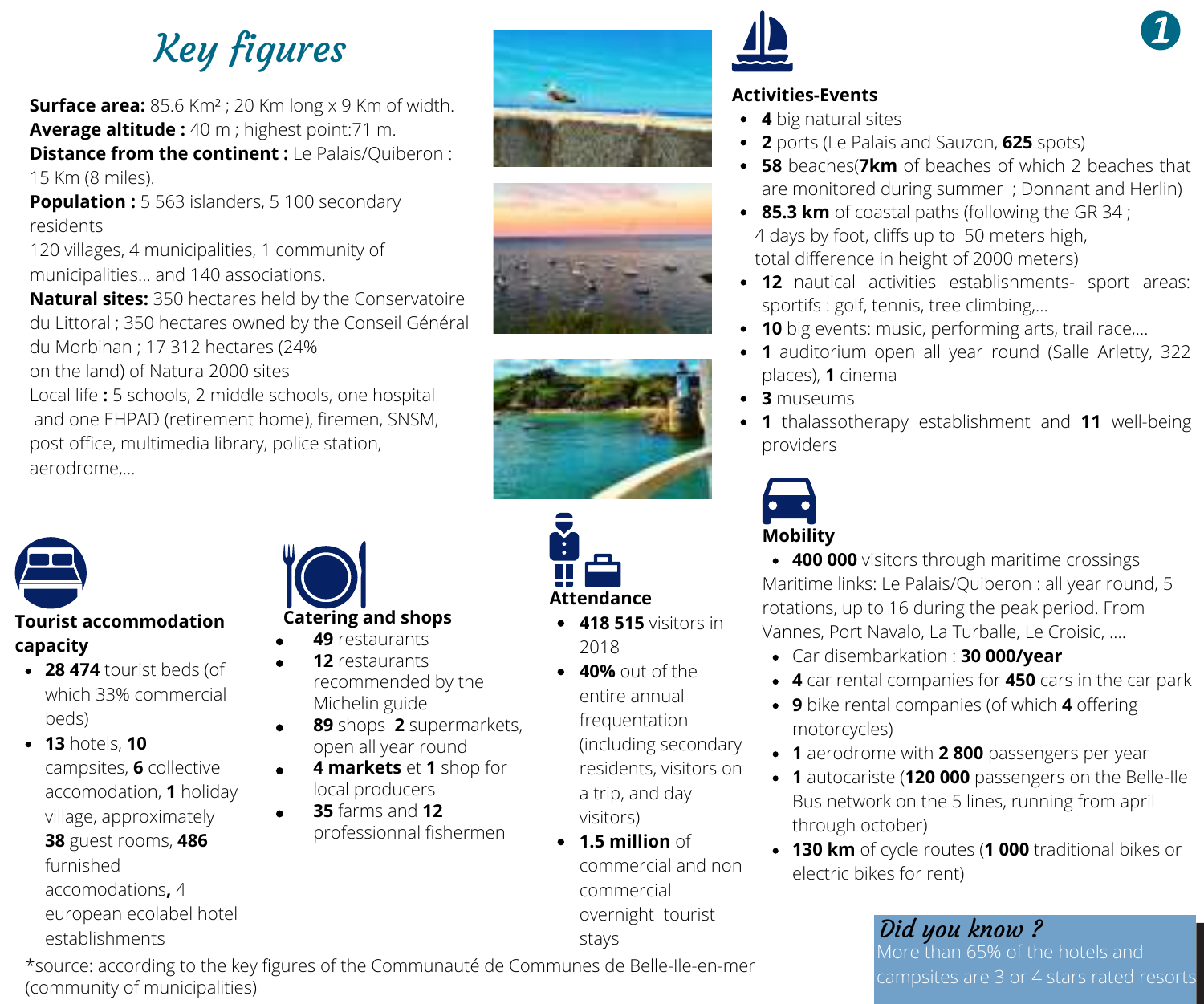# Key figures

**Surface area:** 85.6 Km² ; 20 Km long x 9 Km of width.
**Average altitude :** 40 m ; highest point:71 m.
**Distance from the continent :** Le Palais/Quiberon : 15 Km (8 miles).
**Population :** 5 563 islanders, 5 100 secondary residents
120 villages, 4 municipalities, 1 community of municipalities... and 140 associations.
**Natural sites:** 350 hectares held by the Conservatoire du Littoral ; 350 hectares owned by the Conseil Général du Morbihan ; 17 312 hectares (24% on the land) of Natura 2000 sites
Local life **:** 5 schools, 2 middle schools, one hospital and one EHPAD (retirement home), firemen, SNSM, post office, multimedia library, police station, aerodrome,...

### Tourist accommodation capacity

- **28 474** tourist beds (of which 33% commercial beds)
- **13** hotels, **10** campsites, **6** collective accomodation, **1** holiday village, approximately **38** guest rooms, **486** furnished accomodations**,** 4 european ecolabel hotel establishments

### Catering and shops

- **49** restaurants
- **12** restaurants recommended by the Michelin guide
- **89** shops **2** supermarkets, open all year round
- **4 markets** et **1** shop for local producers
- **35** farms and **12** professionnal fishermen

### Attendance

- **418 515** visitors in 2018
- **40%** out of the entire annual frequentation (including secondary residents, visitors on a trip, and day visitors)
- **1.5 million** of commercial and non commercial overnight tourist stays

### Activities-Events

- **4** big natural sites
- **2** ports (Le Palais and Sauzon, **625** spots)
- **58** beaches(**7km** of beaches of which 2 beaches that are monitored during summer ; Donnant and Herlin)
- **85.3 km** of coastal paths (following the GR 34 ; 4 days by foot, cliffs up to 50 meters high, total difference in height of 2000 meters)
- **12** nautical activities establishments- sport areas: sportifs : golf, tennis, tree climbing,...
- **10** big events: music, performing arts, trail race,...
- **1** auditorium open all year round (Salle Arletty, 322 places), **1** cinema
- **3** museums
- **1** thalassotherapy establishment and **11** well-being providers

### Mobility

- **400 000** visitors through maritime crossings

Maritime links: Le Palais/Quiberon : all year round, 5 rotations, up to 16 during the peak period. From Vannes, Port Navalo, La Turballe, Le Croisic, ....

- Car disembarkation : **30 000/year**
- **4** car rental companies for **450** cars in the car park
- **9** bike rental companies (of which **4** offering motorcycles)
- **1** aerodrome with **2 800** passengers per year
- **1** autocariste (**120 000** passengers on the Belle-Ile Bus network on the 5 lines, running from april through october)
- **130 km** of cycle routes (**1 000** traditional bikes or electric bikes for rent)

*Did you know ?*
More than 65% of the hotels and campsites are 3 or 4 stars rated resorts

*source: according to the key figures of the Communauté de Communes de Belle-Ile-en-mer (community of municipalities)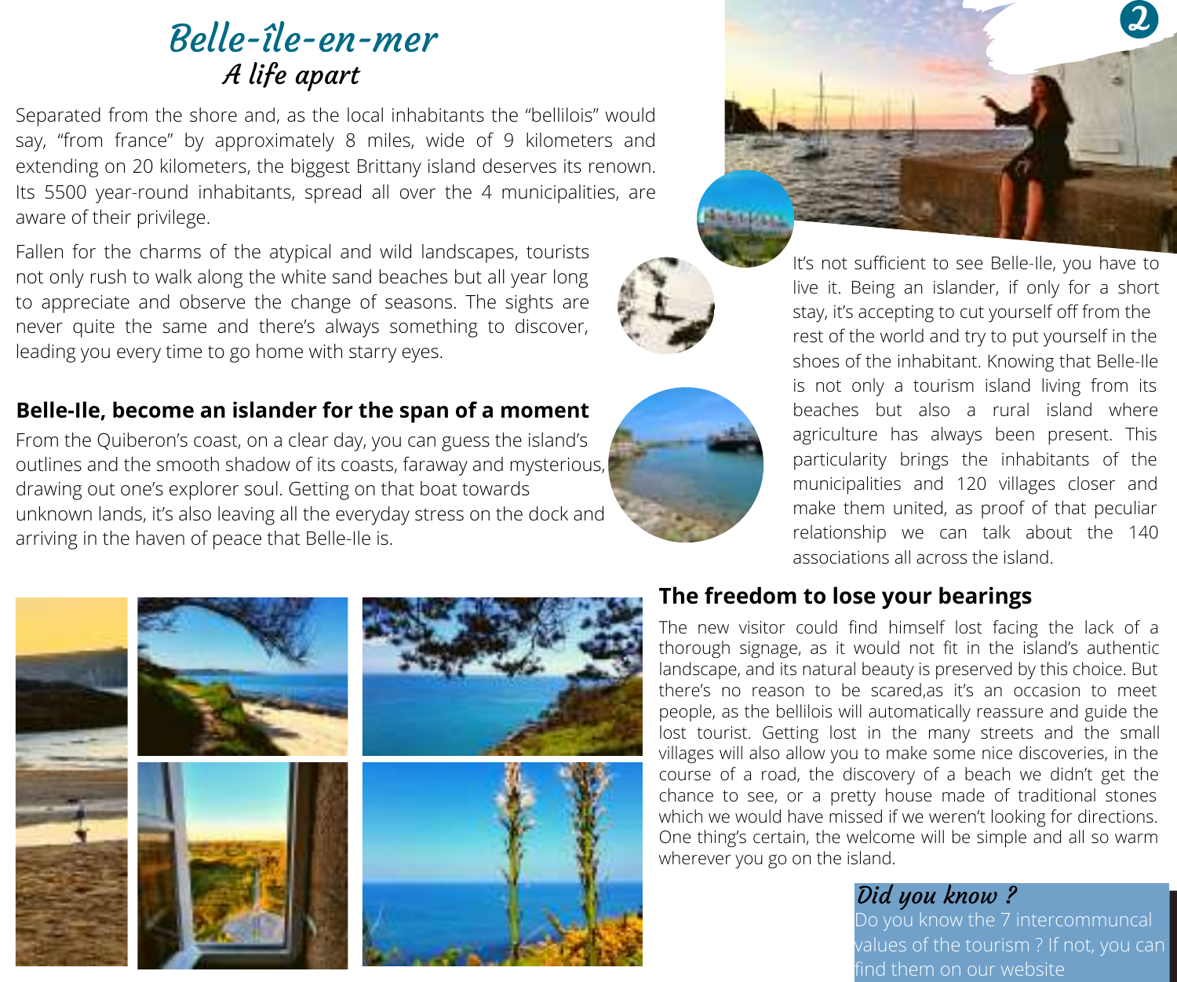# Belle-île-en-mer

## *A life apart*

Separated from the shore and, as the local inhabitants the "bellilois" would say, "from france" by approximately 8 miles, wide of 9 kilometers and extending on 20 kilometers, the biggest Brittany island deserves its renown. Its 5500 year-round inhabitants, spread all over the 4 municipalities, are aware of their privilege.

Fallen for the charms of the atypical and wild landscapes, tourists not only rush to walk along the white sand beaches but all year long to appreciate and observe the change of seasons. The sights are never quite the same and there's always something to discover, leading you every time to go home with starry eyes.

### Belle-Ile, become an islander for the span of a moment

From the Quiberon's coast, on a clear day, you can guess the island's outlines and the smooth shadow of its coasts, faraway and mysterious, drawing out one's explorer soul. Getting on that boat towards unknown lands, it's also leaving all the everyday stress on the dock and arriving in the haven of peace that Belle-Ile is.

It's not sufficient to see Belle-Ile, you have to live it. Being an islander, if only for a short stay, it's accepting to cut yourself off from the rest of the world and try to put yourself in the shoes of the inhabitant. Knowing that Belle-Ile is not only a tourism island living from its beaches but also a rural island where agriculture has always been present. This particularity brings the inhabitants of the municipalities and 120 villages closer and make them united, as proof of that peculiar relationship we can talk about the 140 associations all across the island.

### The freedom to lose your bearings

The new visitor could find himself lost facing the lack of a thorough signage, as it would not fit in the island's authentic landscape, and its natural beauty is preserved by this choice. But there's no reason to be scared,as it's an occasion to meet people, as the bellilois will automatically reassure and guide the lost tourist. Getting lost in the many streets and the small villages will also allow you to make some nice discoveries, in the course of a road, the discovery of a beach we didn't get the chance to see, or a pretty house made of traditional stones which we would have missed if we weren't looking for directions. One thing's certain, the welcome will be simple and all so warm wherever you go on the island.

*Did you know ?*

Do you know the 7 intercommuncal values of the tourism ? If not, you can find them on our website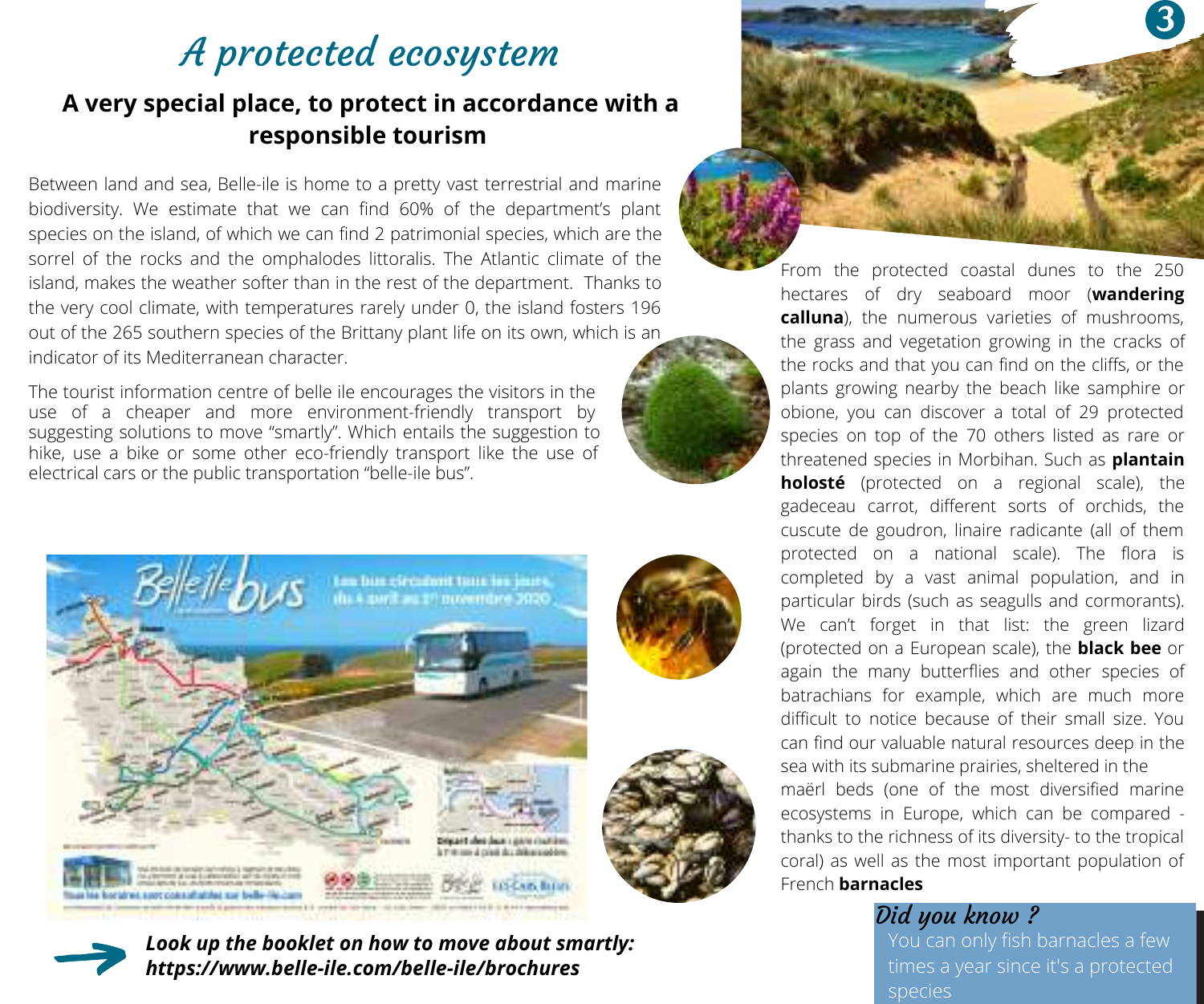# A protected ecosystem

## A very special place, to protect in accordance with a responsible tourism

Between land and sea, Belle-ile is home to a pretty vast terrestrial and marine biodiversity. We estimate that we can find 60% of the department's plant species on the island, of which we can find 2 patrimonial species, which are the sorrel of the rocks and the omphalodes littoralis. The Atlantic climate of the island, makes the weather softer than in the rest of the department. Thanks to the very cool climate, with temperatures rarely under 0, the island fosters 196 out of the 265 southern species of the Brittany plant life on its own, which is an indicator of its Mediterranean character.

The tourist information centre of belle ile encourages the visitors in the use of a cheaper and more environment-friendly transport by suggesting solutions to move "smartly". Which entails the suggestion to hike, use a bike or some other eco-friendly transport like the use of electrical cars or the public transportation "belle-ile bus".

***Look up the booklet on how to move about smartly: https://www.belle-ile.com/belle-ile/brochures***

From the protected coastal dunes to the 250 hectares of dry seaboard moor (**wandering calluna**), the numerous varieties of mushrooms, the grass and vegetation growing in the cracks of the rocks and that you can find on the cliffs, or the plants growing nearby the beach like samphire or obione, you can discover a total of 29 protected species on top of the 70 others listed as rare or threatened species in Morbihan. Such as **plantain holosté** (protected on a regional scale), the gadeceau carrot, different sorts of orchids, the cuscute de goudron, linaire radicante (all of them protected on a national scale). The flora is completed by a vast animal population, and in particular birds (such as seagulls and cormorants). We can't forget in that list: the green lizard (protected on a European scale), the **black bee** or again the many butterflies and other species of batrachians for example, which are much more difficult to notice because of their small size. You can find our valuable natural resources deep in the sea with its submarine prairies, sheltered in the maërl beds (one of the most diversified marine ecosystems in Europe, which can be compared - thanks to the richness of its diversity- to the tropical coral) as well as the most important population of French **barnacles**

*Did you know ?*

You can only fish barnacles a few times a year since it's a protected species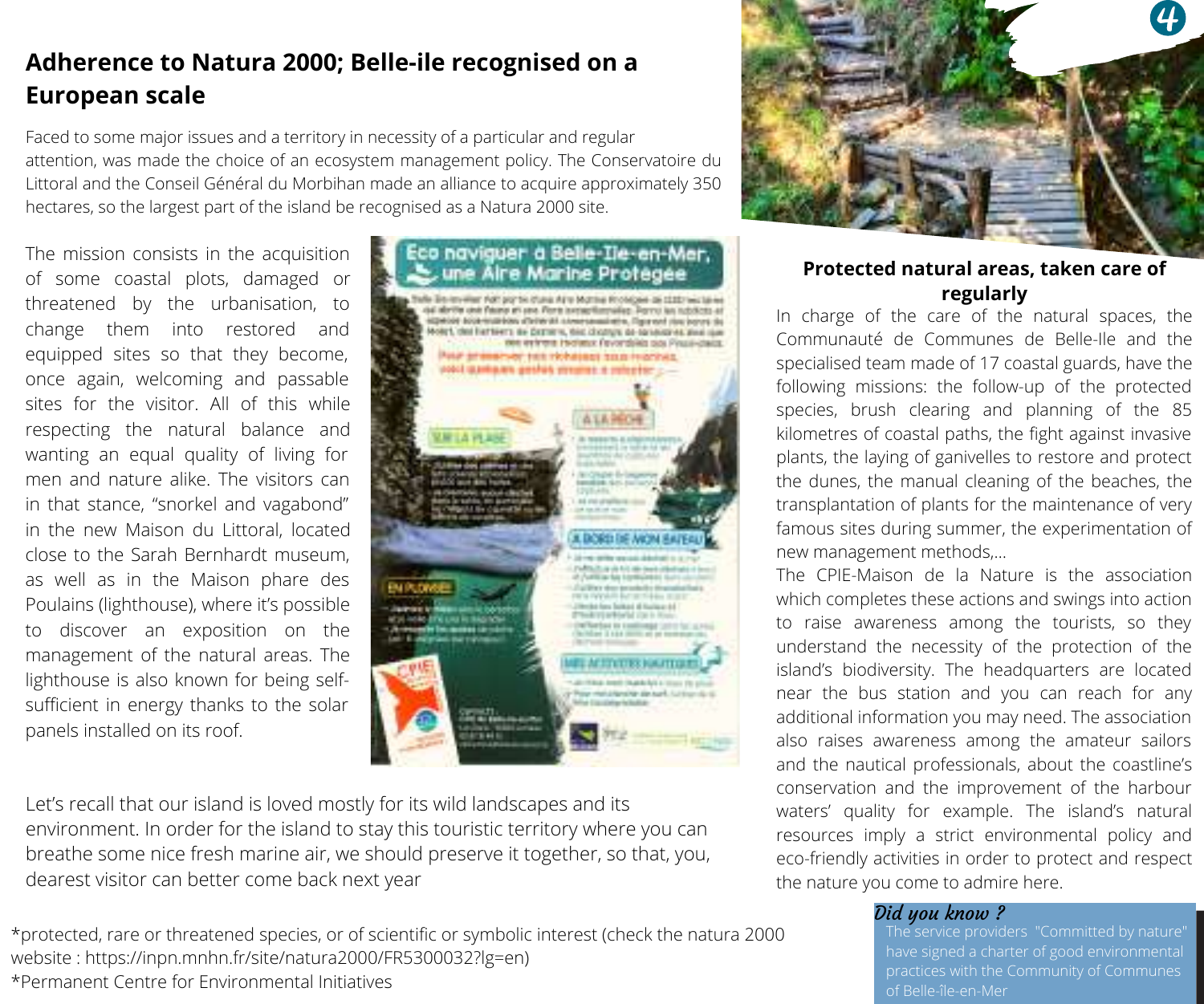## Adherence to Natura 2000; Belle-ile recognised on a European scale

Faced to some major issues and a territory in necessity of a particular and regular attention, was made the choice of an ecosystem management policy. The Conservatoire du Littoral and the Conseil Général du Morbihan made an alliance to acquire approximately 350 hectares, so the largest part of the island be recognised as a Natura 2000 site.

The mission consists in the acquisition of some coastal plots, damaged or threatened by the urbanisation, to change them into restored and equipped sites so that they become, once again, welcoming and passable sites for the visitor. All of this while respecting the natural balance and wanting an equal quality of living for men and nature alike. The visitors can in that stance, "snorkel and vagabond" in the new Maison du Littoral, located close to the Sarah Bernhardt museum, as well as in the Maison phare des Poulains (lighthouse), where it's possible to discover an exposition on the management of the natural areas. The lighthouse is also known for being self-sufficient in energy thanks to the solar panels installed on its roof.

Let's recall that our island is loved mostly for its wild landscapes and its environment. In order for the island to stay this touristic territory where you can breathe some nice fresh marine air, we should preserve it together, so that, you, dearest visitor can better come back next year

### Protected natural areas, taken care of regularly

In charge of the care of the natural spaces, the Communauté de Communes de Belle-Ile and the specialised team made of 17 coastal guards, have the following missions: the follow-up of the protected species, brush clearing and planning of the 85 kilometres of coastal paths, the fight against invasive plants, the laying of ganivelles to restore and protect the dunes, the manual cleaning of the beaches, the transplantation of plants for the maintenance of very famous sites during summer, the experimentation of new management methods,...

The CPIE-Maison de la Nature is the association which completes these actions and swings into action to raise awareness among the tourists, so they understand the necessity of the protection of the island's biodiversity. The headquarters are located near the bus station and you can reach for any additional information you may need. The association also raises awareness among the amateur sailors and the nautical professionals, about the coastline's conservation and the improvement of the harbour waters' quality for example. The island's natural resources imply a strict environmental policy and eco-friendly activities in order to protect and respect the nature you come to admire here.

*Did you know ?*

The service providers "Committed by nature" have signed a charter of good environmental practices with the Community of Communes of Belle-île-en-Mer

*protected, rare or threatened species, or of scientific or symbolic interest (check the natura 2000 website : https://inpn.mnhn.fr/site/natura2000/FR5300032?lg=en)

*Permanent Centre for Environmental Initiatives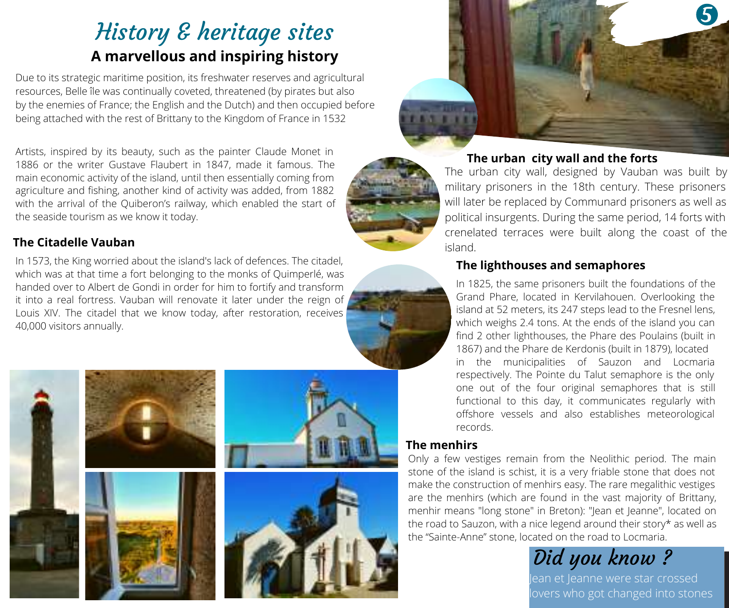# History & heritage sites

## A marvellous and inspiring history

Due to its strategic maritime position, its freshwater reserves and agricultural resources, Belle île was continually coveted, threatened (by pirates but also by the enemies of France; the English and the Dutch) and then occupied before being attached with the rest of Brittany to the Kingdom of France in 1532

Artists, inspired by its beauty, such as the painter Claude Monet in 1886 or the writer Gustave Flaubert in 1847, made it famous. The main economic activity of the island, until then essentially coming from agriculture and fishing, another kind of activity was added, from 1882 with the arrival of the Quiberon's railway, which enabled the start of the seaside tourism as we know it today.

### The Citadelle Vauban

In 1573, the King worried about the island's lack of defences. The citadel, which was at that time a fort belonging to the monks of Quimperlé, was handed over to Albert de Gondi in order for him to fortify and transform it into a real fortress. Vauban will renovate it later under the reign of Louis XIV. The citadel that we know today, after restoration, receives 40,000 visitors annually.

### The urban city wall and the forts

The urban city wall, designed by Vauban was built by military prisoners in the 18th century. These prisoners will later be replaced by Communard prisoners as well as political insurgents. During the same period, 14 forts with crenelated terraces were built along the coast of the island.

### The lighthouses and semaphores

In 1825, the same prisoners built the foundations of the Grand Phare, located in Kervilahouen. Overlooking the island at 52 meters, its 247 steps lead to the Fresnel lens, which weighs 2.4 tons. At the ends of the island you can find 2 other lighthouses, the Phare des Poulains (built in 1867) and the Phare de Kerdonis (built in 1879), located in the municipalities of Sauzon and Locmaria respectively. The Pointe du Talut semaphore is the only one out of the four original semaphores that is still functional to this day, it communicates regularly with offshore vessels and also establishes meteorological records.

### The menhirs

Only a few vestiges remain from the Neolithic period. The main stone of the island is schist, it is a very friable stone that does not make the construction of menhirs easy. The rare megalithic vestiges are the menhirs (which are found in the vast majority of Brittany, menhir means "long stone" in Breton): "Jean et Jeanne", located on the road to Sauzon, with a nice legend around their story* as well as the "Sainte-Anne" stone, located on the road to Locmaria.

*Did you know ?*

Jean et Jeanne were star crossed lovers who got changed into stones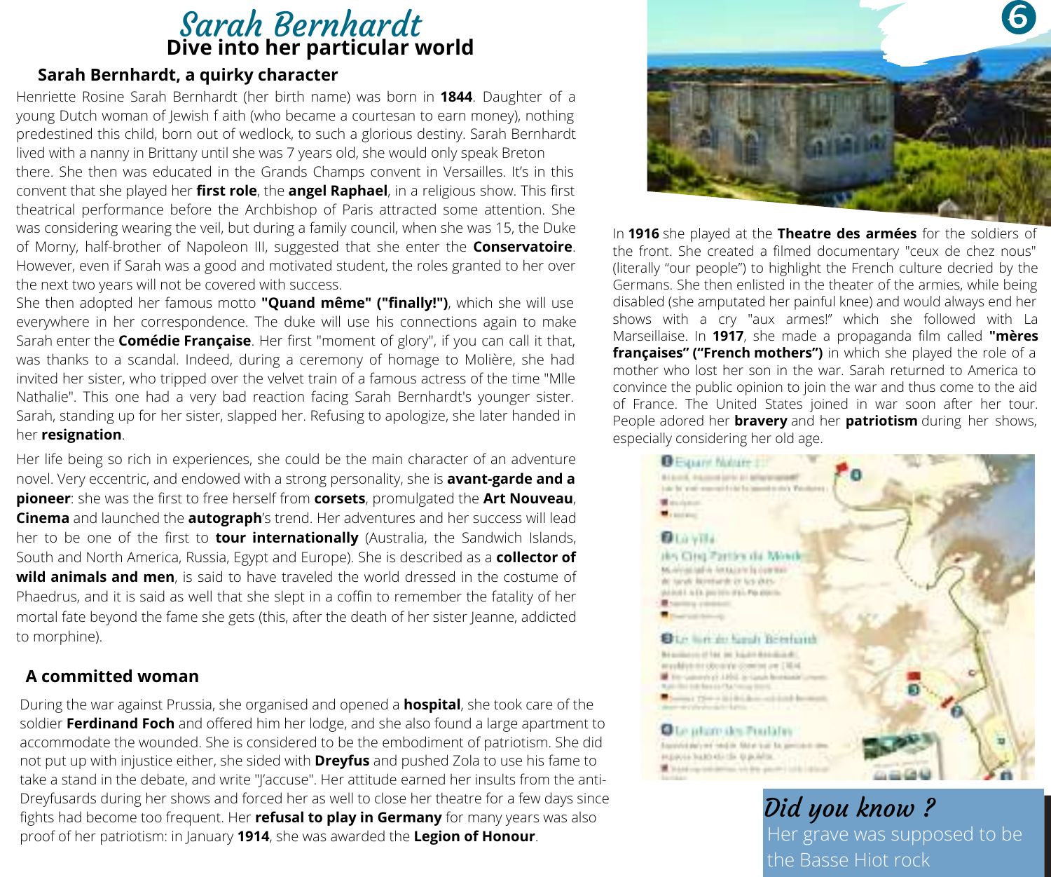# Sarah Bernhardt

## Dive into her particular world

### Sarah Bernhardt, a quirky character

Henriette Rosine Sarah Bernhardt (her birth name) was born in **1844**. Daughter of a young Dutch woman of Jewish f aith (who became a courtesan to earn money), nothing predestined this child, born out of wedlock, to such a glorious destiny. Sarah Bernhardt lived with a nanny in Brittany until she was 7 years old, she would only speak Breton there. She then was educated in the Grands Champs convent in Versailles. It's in this convent that she played her **first role**, the **angel Raphael**, in a religious show. This first theatrical performance before the Archbishop of Paris attracted some attention. She was considering wearing the veil, but during a family council, when she was 15, the Duke of Morny, half-brother of Napoleon III, suggested that she enter the **Conservatoire**. However, even if Sarah was a good and motivated student, the roles granted to her over the next two years will not be covered with success.

She then adopted her famous motto **"Quand même" ("finally!")**, which she will use everywhere in her correspondence. The duke will use his connections again to make Sarah enter the **Comédie Française**. Her first "moment of glory", if you can call it that, was thanks to a scandal. Indeed, during a ceremony of homage to Molière, she had invited her sister, who tripped over the velvet train of a famous actress of the time "Mlle Nathalie". This one had a very bad reaction facing Sarah Bernhardt's younger sister. Sarah, standing up for her sister, slapped her. Refusing to apologize, she later handed in her **resignation**.

Her life being so rich in experiences, she could be the main character of an adventure novel. Very eccentric, and endowed with a strong personality, she is **avant-garde and a pioneer**: she was the first to free herself from **corsets**, promulgated the **Art Nouveau**, **Cinema** and launched the **autograph**'s trend. Her adventures and her success will lead her to be one of the first to **tour internationally** (Australia, the Sandwich Islands, South and North America, Russia, Egypt and Europe). She is described as a **collector of wild animals and men**, is said to have traveled the world dressed in the costume of Phaedrus, and it is said as well that she slept in a coffin to remember the fatality of her mortal fate beyond the fame she gets (this, after the death of her sister Jeanne, addicted to morphine).

### A committed woman

During the war against Prussia, she organised and opened a **hospital**, she took care of the soldier **Ferdinand Foch** and offered him her lodge, and she also found a large apartment to accommodate the wounded. She is considered to be the embodiment of patriotism. She did not put up with injustice either, she sided with **Dreyfus** and pushed Zola to use his fame to take a stand in the debate, and write "J'accuse". Her attitude earned her insults from the anti-Dreyfusards during her shows and forced her as well to close her theatre for a few days since fights had become too frequent. Her **refusal to play in Germany** for many years was also proof of her patriotism: in January **1914**, she was awarded the **Legion of Honour**.

In **1916** she played at the **Theatre des armées** for the soldiers of the front. She created a filmed documentary "ceux de chez nous" (literally "our people") to highlight the French culture decried by the Germans. She then enlisted in the theater of the armies, while being disabled (she amputated her painful knee) and would always end her shows with a cry "aux armes!" which she followed with La Marseillaise. In **1917**, she made a propaganda film called **"mères françaises" ("French mothers")** in which she played the role of a mother who lost her son in the war. Sarah returned to America to convince the public opinion to join the war and thus come to the aid of France. The United States joined in war soon after her tour. People adored her **bravery** and her **patriotism** during her shows, especially considering her old age.

*Did you know ?*

Her grave was supposed to be the Basse Hiot rock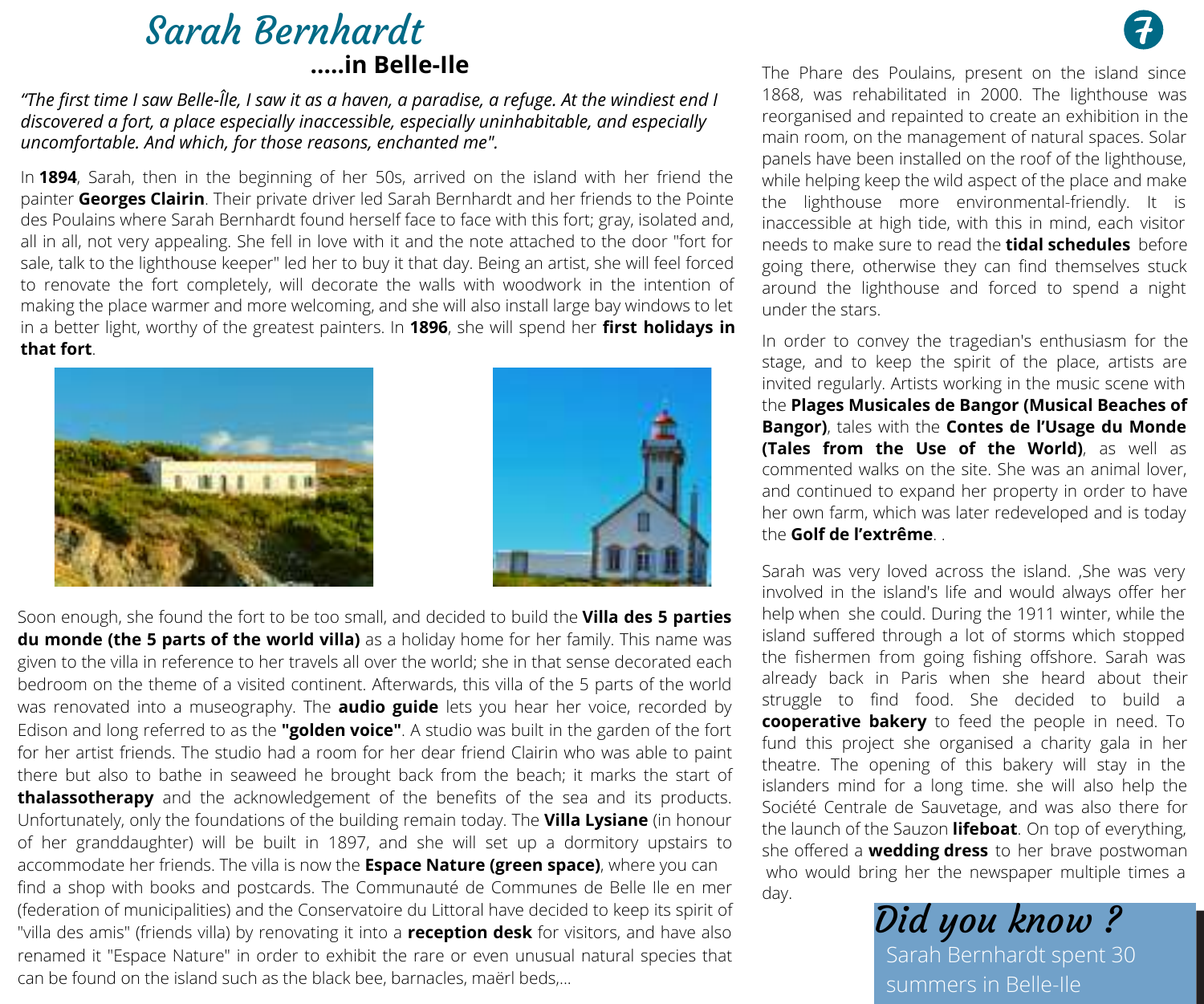# Sarah Bernhardt

## .....in Belle-Ile

*"The first time I saw Belle-Île, I saw it as a haven, a paradise, a refuge. At the windiest end I discovered a fort, a place especially inaccessible, especially uninhabitable, and especially uncomfortable. And which, for those reasons, enchanted me".*

In **1894**, Sarah, then in the beginning of her 50s, arrived on the island with her friend the painter **Georges Clairin**. Their private driver led Sarah Bernhardt and her friends to the Pointe des Poulains where Sarah Bernhardt found herself face to face with this fort; gray, isolated and, all in all, not very appealing. She fell in love with it and the note attached to the door "fort for sale, talk to the lighthouse keeper" led her to buy it that day. Being an artist, she will feel forced to renovate the fort completely, will decorate the walls with woodwork in the intention of making the place warmer and more welcoming, and she will also install large bay windows to let in a better light, worthy of the greatest painters. In **1896**, she will spend her **first holidays in that fort**.

Soon enough, she found the fort to be too small, and decided to build the **Villa des 5 parties du monde (the 5 parts of the world villa)** as a holiday home for her family. This name was given to the villa in reference to her travels all over the world; she in that sense decorated each bedroom on the theme of a visited continent. Afterwards, this villa of the 5 parts of the world was renovated into a museography. The **audio guide** lets you hear her voice, recorded by Edison and long referred to as the **"golden voice"**. A studio was built in the garden of the fort for her artist friends. The studio had a room for her dear friend Clairin who was able to paint there but also to bathe in seaweed he brought back from the beach; it marks the start of **thalassotherapy** and the acknowledgement of the benefits of the sea and its products. Unfortunately, only the foundations of the building remain today. The **Villa Lysiane** (in honour of her granddaughter) will be built in 1897, and she will set up a dormitory upstairs to accommodate her friends. The villa is now the **Espace Nature (green space)**, where you can find a shop with books and postcards. The Communauté de Communes de Belle Ile en mer (federation of municipalities) and the Conservatoire du Littoral have decided to keep its spirit of "villa des amis" (friends villa) by renovating it into a **reception desk** for visitors, and have also renamed it "Espace Nature" in order to exhibit the rare or even unusual natural species that can be found on the island such as the black bee, barnacles, maërl beds,...

The Phare des Poulains, present on the island since 1868, was rehabilitated in 2000. The lighthouse was reorganised and repainted to create an exhibition in the main room, on the management of natural spaces. Solar panels have been installed on the roof of the lighthouse, while helping keep the wild aspect of the place and make the lighthouse more environmental-friendly. It is inaccessible at high tide, with this in mind, each visitor needs to make sure to read the **tidal schedules** before going there, otherwise they can find themselves stuck around the lighthouse and forced to spend a night under the stars.

In order to convey the tragedian's enthusiasm for the stage, and to keep the spirit of the place, artists are invited regularly. Artists working in the music scene with the **Plages Musicales de Bangor (Musical Beaches of Bangor)**, tales with the **Contes de l'Usage du Monde (Tales from the Use of the World)**, as well as commented walks on the site. She was an animal lover, and continued to expand her property in order to have her own farm, which was later redeveloped and is today the **Golf de l'extrême**. .

Sarah was very loved across the island. ,She was very involved in the island's life and would always offer her help when she could. During the 1911 winter, while the island suffered through a lot of storms which stopped the fishermen from going fishing offshore. Sarah was already back in Paris when she heard about their struggle to find food. She decided to build a **cooperative bakery** to feed the people in need. To fund this project she organised a charity gala in her theatre. The opening of this bakery will stay in the islanders mind for a long time. she will also help the Société Centrale de Sauvetage, and was also there for the launch of the Sauzon **lifeboat**. On top of everything, she offered a **wedding dress** to her brave postwoman who would bring her the newspaper multiple times a day.

**Did you know ?**

Sarah Bernhardt spent 30 summers in Belle-Ile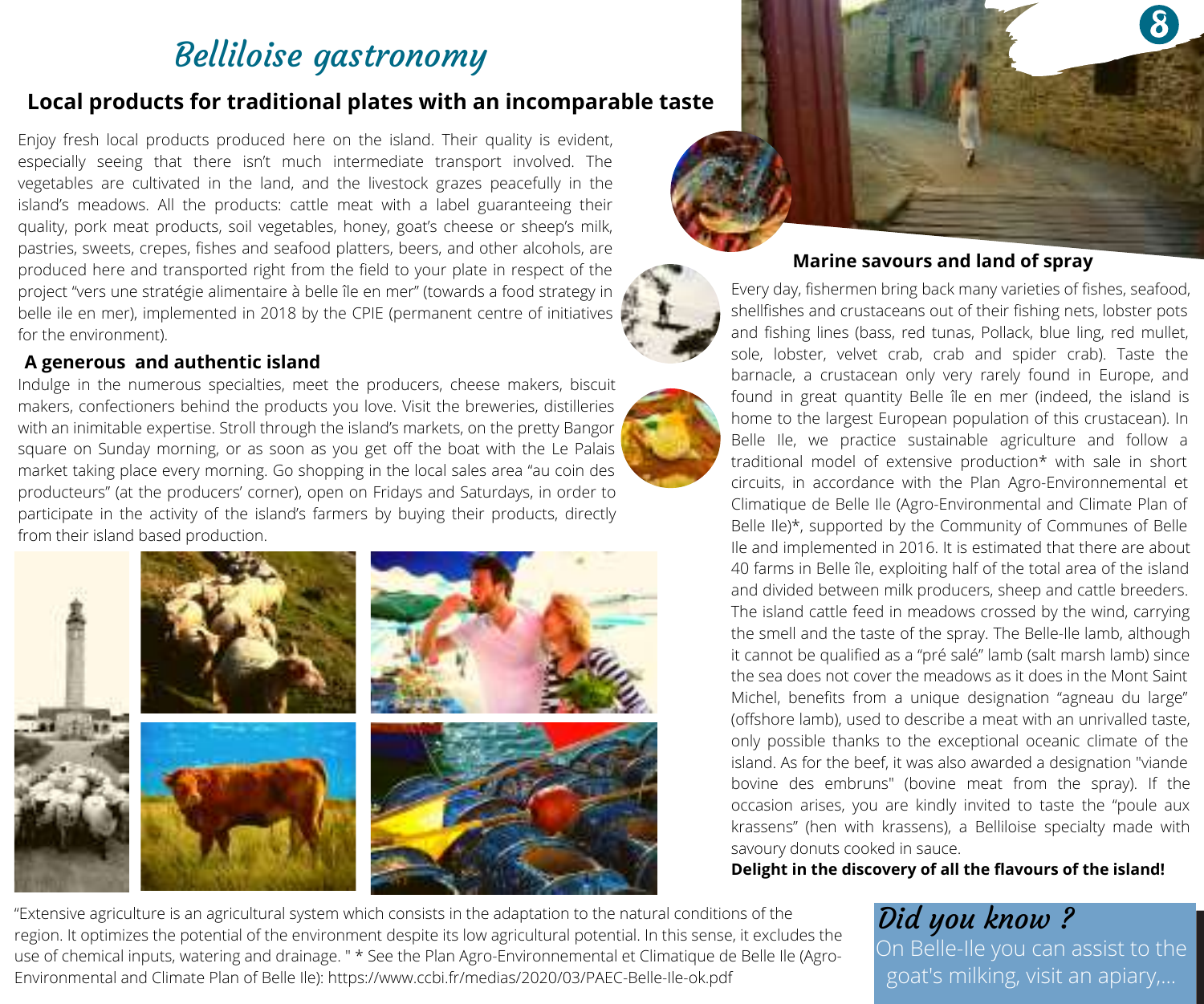# Belliloise gastronomy

## Local products for traditional plates with an incomparable taste

Enjoy fresh local products produced here on the island. Their quality is evident, especially seeing that there isn't much intermediate transport involved. The vegetables are cultivated in the land, and the livestock grazes peacefully in the island's meadows. All the products: cattle meat with a label guaranteeing their quality, pork meat products, soil vegetables, honey, goat's cheese or sheep's milk, pastries, sweets, crepes, fishes and seafood platters, beers, and other alcohols, are produced here and transported right from the field to your plate in respect of the project "vers une stratégie alimentaire à belle île en mer" (towards a food strategy in belle ile en mer), implemented in 2018 by the CPIE (permanent centre of initiatives for the environment).

### A generous and authentic island

Indulge in the numerous specialties, meet the producers, cheese makers, biscuit makers, confectioners behind the products you love. Visit the breweries, distilleries with an inimitable expertise. Stroll through the island's markets, on the pretty Bangor square on Sunday morning, or as soon as you get off the boat with the Le Palais market taking place every morning. Go shopping in the local sales area "au coin des producteurs" (at the producers' corner), open on Fridays and Saturdays, in order to participate in the activity of the island's farmers by buying their products, directly from their island based production.

### Marine savours and land of spray

Every day, fishermen bring back many varieties of fishes, seafood, shellfishes and crustaceans out of their fishing nets, lobster pots and fishing lines (bass, red tunas, Pollack, blue ling, red mullet, sole, lobster, velvet crab, crab and spider crab). Taste the barnacle, a crustacean only very rarely found in Europe, and found in great quantity Belle île en mer (indeed, the island is home to the largest European population of this crustacean). In Belle Ile, we practice sustainable agriculture and follow a traditional model of extensive production* with sale in short circuits, in accordance with the Plan Agro-Environnemental et Climatique de Belle Ile (Agro-Environmental and Climate Plan of Belle Ile)*, supported by the Community of Communes of Belle Ile and implemented in 2016. It is estimated that there are about 40 farms in Belle île, exploiting half of the total area of the island and divided between milk producers, sheep and cattle breeders. The island cattle feed in meadows crossed by the wind, carrying the smell and the taste of the spray. The Belle-Ile lamb, although it cannot be qualified as a "pré salé" lamb (salt marsh lamb) since the sea does not cover the meadows as it does in the Mont Saint Michel, benefits from a unique designation "agneau du large" (offshore lamb), used to describe a meat with an unrivalled taste, only possible thanks to the exceptional oceanic climate of the island. As for the beef, it was also awarded a designation "viande bovine des embruns" (bovine meat from the spray). If the occasion arises, you are kindly invited to taste the "poule aux krassens" (hen with krassens), a Belliloise specialty made with savoury donuts cooked in sauce.

**Delight in the discovery of all the flavours of the island!**

"Extensive agriculture is an agricultural system which consists in the adaptation to the natural conditions of the region. It optimizes the potential of the environment despite its low agricultural potential. In this sense, it excludes the use of chemical inputs, watering and drainage. " * See the Plan Agro-Environnemental et Climatique de Belle Ile (Agro-Environmental and Climate Plan of Belle Ile): https://www.ccbi.fr/medias/2020/03/PAEC-Belle-Ile-ok.pdf

*Did you know ?*

On Belle-Ile you can assist to the goat's milking, visit an apiary,...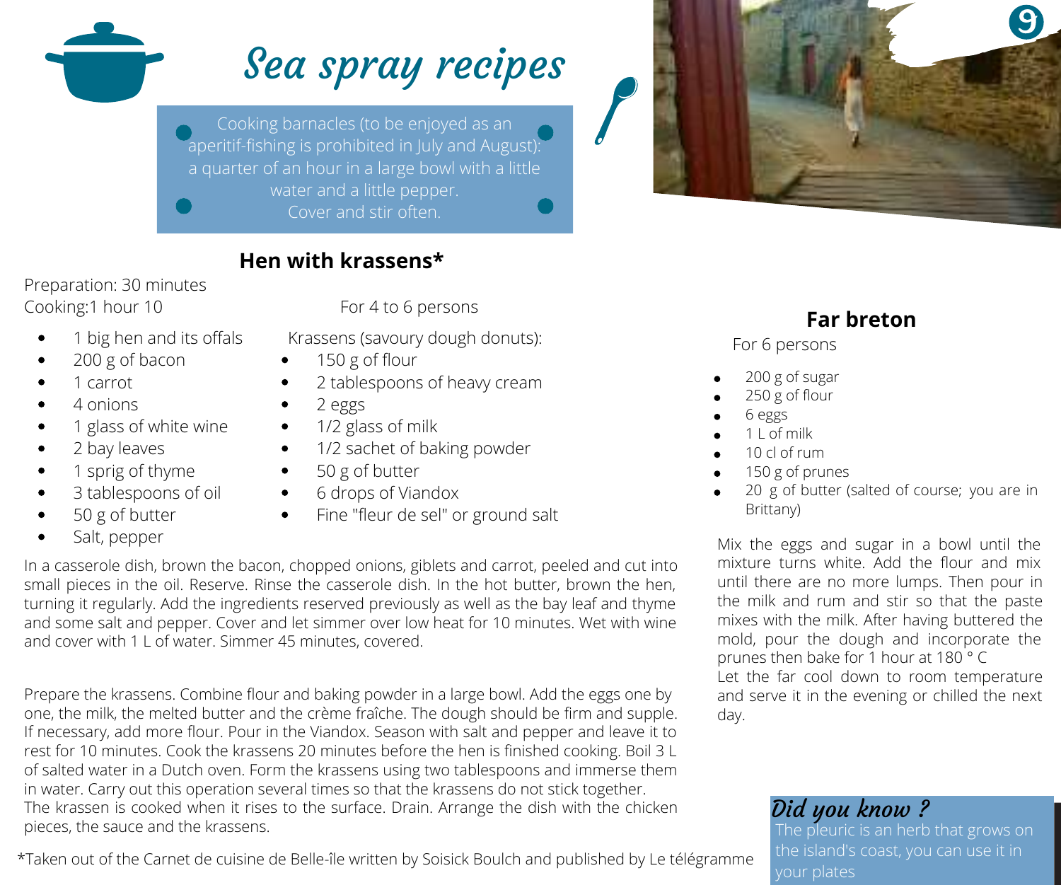# Sea spray recipes

Cooking barnacles (to be enjoyed as an aperitif-fishing is prohibited in July and August): a quarter of an hour in a large bowl with a little water and a little pepper.
Cover and stir often.

## Hen with krassens*

Preparation: 30 minutes
Cooking:1 hour 10

For 4 to 6 persons

- 1 big hen and its offals
- 200 g of bacon
- 1 carrot
- 4 onions
- 1 glass of white wine
- 2 bay leaves
- 1 sprig of thyme
- 3 tablespoons of oil
- 50 g of butter
- Salt, pepper

Krassens (savoury dough donuts):

- 150 g of flour
- 2 tablespoons of heavy cream
- 2 eggs
- 1/2 glass of milk
- 1/2 sachet of baking powder
- 50 g of butter
- 6 drops of Viandox
- Fine "fleur de sel" or ground salt

In a casserole dish, brown the bacon, chopped onions, giblets and carrot, peeled and cut into small pieces in the oil. Reserve. Rinse the casserole dish. In the hot butter, brown the hen, turning it regularly. Add the ingredients reserved previously as well as the bay leaf and thyme and some salt and pepper. Cover and let simmer over low heat for 10 minutes. Wet with wine and cover with 1 L of water. Simmer 45 minutes, covered.

Prepare the krassens. Combine flour and baking powder in a large bowl. Add the eggs one by one, the milk, the melted butter and the crème fraîche. The dough should be firm and supple. If necessary, add more flour. Pour in the Viandox. Season with salt and pepper and leave it to rest for 10 minutes. Cook the krassens 20 minutes before the hen is finished cooking. Boil 3 L of salted water in a Dutch oven. Form the krassens using two tablespoons and immerse them in water. Carry out this operation several times so that the krassens do not stick together.
The krassen is cooked when it rises to the surface. Drain. Arrange the dish with the chicken pieces, the sauce and the krassens.

*Taken out of the Carnet de cuisine de Belle-île written by Soisick Boulch and published by Le télégramme

## Far breton

For 6 persons

- 200 g of sugar
- 250 g of flour
- 6 eggs
- 1 L of milk
- 10 cl of rum
- 150 g of prunes
- 20 g of butter (salted of course; you are in Brittany)

Mix the eggs and sugar in a bowl until the mixture turns white. Add the flour and mix until there are no more lumps. Then pour in the milk and rum and stir so that the paste mixes with the milk. After having buttered the mold, pour the dough and incorporate the prunes then bake for 1 hour at 180 ° C
Let the far cool down to room temperature and serve it in the evening or chilled the next day.

*Did you know ?*
The pleuric is an herb that grows on the island's coast, you can use it in your plates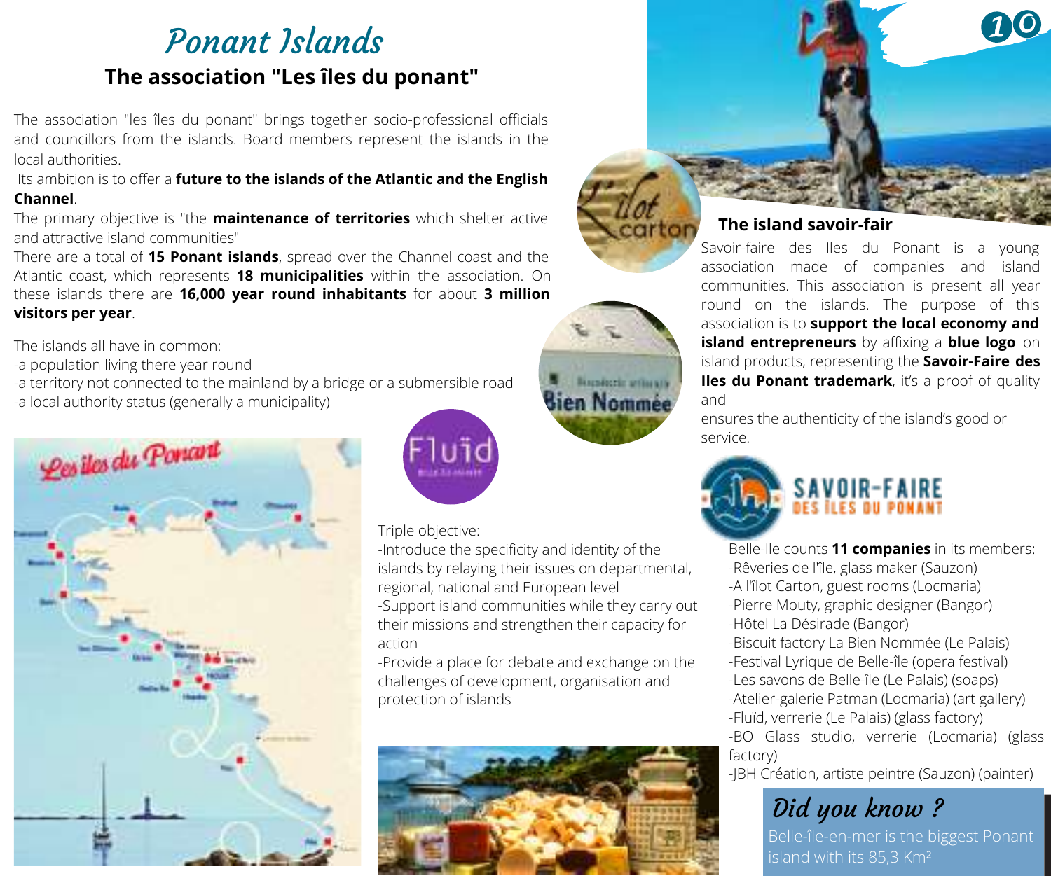# Ponant Islands

## The association "Les îles du ponant"

The association "les îles du ponant" brings together socio-professional officials and councillors from the islands. Board members represent the islands in the local authorities.

Its ambition is to offer a **future to the islands of the Atlantic and the English Channel**.

The primary objective is "the **maintenance of territories** which shelter active and attractive island communities"

There are a total of **15 Ponant islands**, spread over the Channel coast and the Atlantic coast, which represents **18 municipalities** within the association. On these islands there are **16,000 year round inhabitants** for about **3 million visitors per year**.

The islands all have in common:
-a population living there year round
-a territory not connected to the mainland by a bridge or a submersible road
-a local authority status (generally a municipality)

Triple objective:
-Introduce the specificity and identity of the islands by relaying their issues on departmental, regional, national and European level
-Support island communities while they carry out their missions and strengthen their capacity for action
-Provide a place for debate and exchange on the challenges of development, organisation and protection of islands

## The island savoir-fair

Savoir-faire des Iles du Ponant is a young association made of companies and island communities. This association is present all year round on the islands. The purpose of this association is to **support the local economy and island entrepreneurs** by affixing a **blue logo** on island products, representing the **Savoir-Faire des Iles du Ponant trademark**, it's a proof of quality and
ensures the authenticity of the island's good or service.

Belle-Ile counts **11 companies** in its members:
-Rêveries de l'île, glass maker (Sauzon)
-A l'îlot Carton, guest rooms (Locmaria)
-Pierre Mouty, graphic designer (Bangor)
-Hôtel La Désirade (Bangor)
-Biscuit factory La Bien Nommée (Le Palais)
-Festival Lyrique de Belle-île (opera festival)
-Les savons de Belle-île (Le Palais) (soaps)
-Atelier-galerie Patman (Locmaria) (art gallery)
-Fluïd, verrerie (Le Palais) (glass factory)
-BO Glass studio, verrerie (Locmaria) (glass factory)
-JBH Création, artiste peintre (Sauzon) (painter)

### Did you know ?

Belle-île-en-mer is the biggest Ponant island with its 85,3 Km²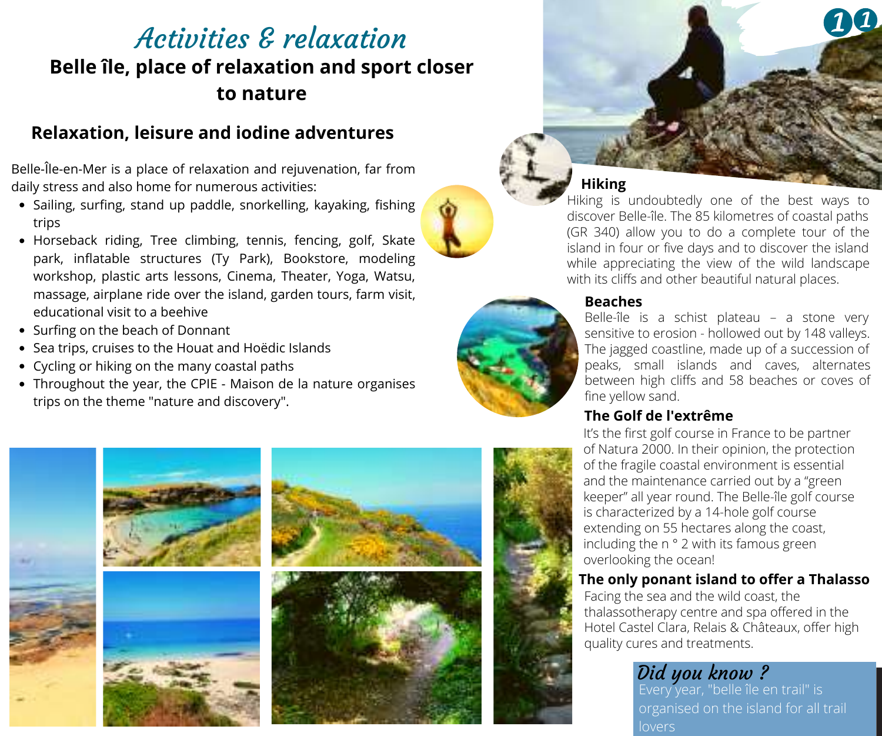# Activities & relaxation

## Belle île, place of relaxation and sport closer to nature

### Relaxation, leisure and iodine adventures

Belle-Île-en-Mer is a place of relaxation and rejuvenation, far from daily stress and also home for numerous activities:

- Sailing, surfing, stand up paddle, snorkelling, kayaking, fishing trips
- Horseback riding, Tree climbing, tennis, fencing, golf, Skate park, inflatable structures (Ty Park), Bookstore, modeling workshop, plastic arts lessons, Cinema, Theater, Yoga, Watsu, massage, airplane ride over the island, garden tours, farm visit, educational visit to a beehive
- Surfing on the beach of Donnant
- Sea trips, cruises to the Houat and Hoëdic Islands
- Cycling or hiking on the many coastal paths
- Throughout the year, the CPIE - Maison de la nature organises trips on the theme "nature and discovery".

### Hiking

Hiking is undoubtedly one of the best ways to discover Belle-île. The 85 kilometres of coastal paths (GR 340) allow you to do a complete tour of the island in four or five days and to discover the island while appreciating the view of the wild landscape with its cliffs and other beautiful natural places.

### Beaches

Belle-île is a schist plateau – a stone very sensitive to erosion - hollowed out by 148 valleys. The jagged coastline, made up of a succession of peaks, small islands and caves, alternates between high cliffs and 58 beaches or coves of fine yellow sand.

### The Golf de l'extrême

It's the first golf course in France to be partner of Natura 2000. In their opinion, the protection of the fragile coastal environment is essential and the maintenance carried out by a "green keeper" all year round. The Belle-île golf course is characterized by a 14-hole golf course extending on 55 hectares along the coast, including the n ° 2 with its famous green overlooking the ocean!

### The only ponant island to offer a Thalasso

Facing the sea and the wild coast, the thalassotherapy centre and spa offered in the Hotel Castel Clara, Relais & Châteaux, offer high quality cures and treatments.

*Did you know ?*

Every year, "belle île en trail" is organised on the island for all trail lovers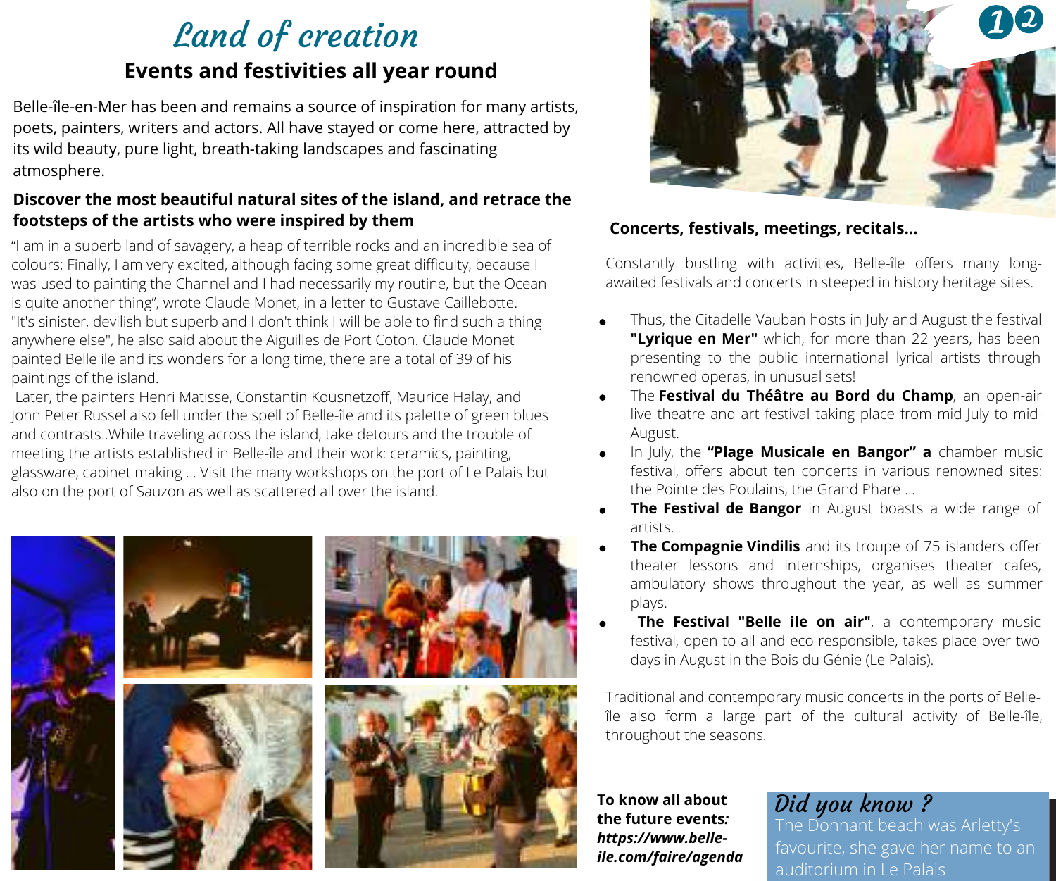# *Land of creation*

## Events and festivities all year round

Belle-île-en-Mer has been and remains a source of inspiration for many artists, poets, painters, writers and actors. All have stayed or come here, attracted by its wild beauty, pure light, breath-taking landscapes and fascinating atmosphere.

**Discover the most beautiful natural sites of the island, and retrace the footsteps of the artists who were inspired by them**

“I am in a superb land of savagery, a heap of terrible rocks and an incredible sea of colours; Finally, I am very excited, although facing some great difficulty, because I was used to painting the Channel and I had necessarily my routine, but the Ocean is quite another thing”, wrote Claude Monet, in a letter to Gustave Caillebotte. "It's sinister, devilish but superb and I don't think I will be able to find such a thing anywhere else", he also said about the Aiguilles de Port Coton. Claude Monet painted Belle ile and its wonders for a long time, there are a total of 39 of his paintings of the island.

Later, the painters Henri Matisse, Constantin Kousnetzoff, Maurice Halay, and John Peter Russel also fell under the spell of Belle-île and its palette of green blues and contrasts..While traveling across the island, take detours and the trouble of meeting the artists established in Belle-île and their work: ceramics, painting, glassware, cabinet making ... Visit the many workshops on the port of Le Palais but also on the port of Sauzon as well as scattered all over the island.

**Concerts, festivals, meetings, recitals...**

Constantly bustling with activities, Belle-île offers many long-awaited festivals and concerts in steeped in history heritage sites.

- Thus, the Citadelle Vauban hosts in July and August the festival **"Lyrique en Mer"** which, for more than 22 years, has been presenting to the public international lyrical artists through renowned operas, in unusual sets!
- The **Festival du Théâtre au Bord du Champ**, an open-air live theatre and art festival taking place from mid-July to mid-August.
- In July, the **“Plage Musicale en Bangor” a** chamber music festival, offers about ten concerts in various renowned sites: the Pointe des Poulains, the Grand Phare ...
- **The Festival de Bangor** in August boasts a wide range of artists.
- **The Compagnie Vindilis** and its troupe of 75 islanders offer theater lessons and internships, organises theater cafes, ambulatory shows throughout the year, as well as summer plays.
- **The Festival "Belle ile on air"**, a contemporary music festival, open to all and eco-responsible, takes place over two days in August in the Bois du Génie (Le Palais).

Traditional and contemporary music concerts in the ports of Belle-île also form a large part of the cultural activity of Belle-île, throughout the seasons.

**To know all about the future events*: https://www.belle-ile.com/faire/agenda***

*Did you know ?*
The Donnant beach was Arletty's favourite, she gave her name to an auditorium in Le Palais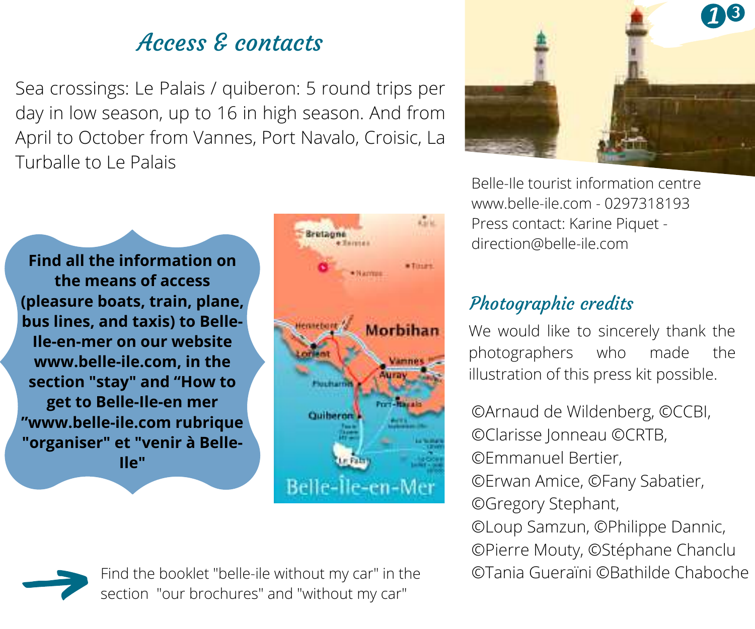## *Access & contacts*

Sea crossings: Le Palais / quiberon: 5 round trips per day in low season, up to 16 in high season. And from April to October from Vannes, Port Navalo, Croisic, La Turballe to Le Palais

**Find all the information on the means of access (pleasure boats, train, plane, bus lines, and taxis) to Belle-Ile-en-mer on our website www.belle-ile.com, in the section "stay" and "How to get to Belle-Ile-en mer "www.belle-ile.com rubrique "organiser" et "venir à Belle-Ile"**

Find the booklet "belle-ile without my car" in the section "our brochures" and "without my car"

Belle-Ile tourist information centre
www.belle-ile.com - 0297318193
Press contact: Karine Piquet - direction@belle-ile.com

## *Photographic credits*

We would like to sincerely thank the photographers who made the illustration of this press kit possible.

©Arnaud de Wildenberg, ©CCBI, ©Clarisse Jonneau ©CRTB, ©Emmanuel Bertier, ©Erwan Amice, ©Fany Sabatier, ©Gregory Stephant, ©Loup Samzun, ©Philippe Dannic, ©Pierre Mouty, ©Stéphane Chanclu ©Tania Gueraïni ©Bathilde Chaboche